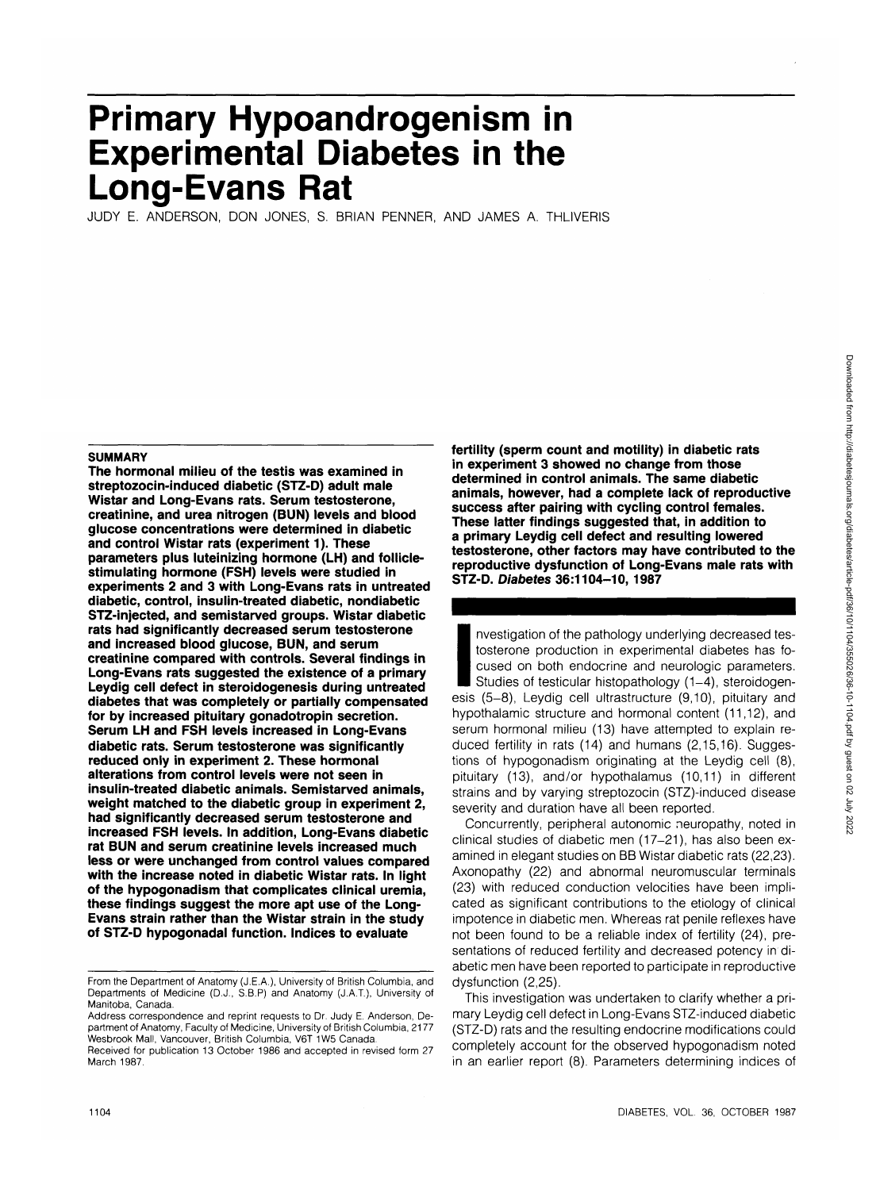# Primary Hypoandrogenism in Experimental Diabetes in the Long-Evans Rat

JUDY E. ANDERSON, DON JONES, S. BRIAN PENNER, AND JAMES A. THLIVERIS

## SUMMARY

**The hormonal milieu of the testis was examined in streptozocin-induced diabetic (STZ-D) adult male Wistar and Long-Evans rats. Serum testosterone, creatinine, and urea nitrogen (BUN) levels and blood glucose concentrations were determined in diabetic and control Wistar rats (experiment 1). These parameters plus luteinizing hormone (LH) and follicle-stimulating hormone (FSH) levels were studied in experiments 2 and 3 with Long-Evans rats in untreated diabetic, control, insulin-treated diabetic, nondiabetic STZ-injected, and semistarved groups. Wistar diabetic rats had significantly decreased serum testosterone and increased blood glucose, BUN, and serum creatinine compared with controls. Several findings in Long-Evans rats suggested the existence of a primary Leydig cell defect in steroidogenesis during untreated diabetes that was completely or partially compensated for by increased pituitary gonadotropin secretion. Serum LH and FSH levels increased in Long-Evans diabetic rats. Serum testosterone was significantly reduced only in experiment 2. These hormonal alterations from control levels were not seen in insulin-treated diabetic animals. Semistarved animals, weight matched to the diabetic group in experiment 2, had significantly decreased serum testosterone and increased FSH levels. In addition, Long-Evans diabetic rat BUN and serum creatinine levels increased much less or were unchanged from control values compared with the increase noted in diabetic Wistar rats. In light of the hypogonadism that complicates clinical uremia, these findings suggest the more apt use of the Long-Evans strain rather than the Wistar strain in the study of STZ-D hypogonadal function. Indices to evaluate fertility (sperm count and motility) in diabetic rats in experiment 3 showed no change from those determined in control animals. The same diabetic animals, however, had a complete lack of reproductive success after pairing with cycling control females. These latter findings suggested that, in addition to a primary Leydig cell defect and resulting lowered testosterone, other factors may have contributed to the reproductive dysfunction of Long-Evans male rats with STZ-D. *Diabetes* 36:1104–10, 1987**

From the Department of Anatomy (J.E.A.), University of British Columbia, and Departments of Medicine (D.J., S.B.P) and Anatomy (J.A.T.), University of Manitoba, Canada.

Address correspondence and reprint requests to Dr. Judy E. Anderson, Department of Anatomy, Faculty of Medicine, University of British Columbia, 2177 Wesbrook Mall, Vancouver, British Columbia, V6T 1W5 Canada.

Received for publication 13 October 1986 and accepted in revised form 27 March 1987.

Investigation of the pathology underlying decreased testosterone production in experimental diabetes has focused on both endocrine and neurologic parameters. Studies of testicular histopathology (1–4), steroidogenesis (5–8), Leydig cell ultrastructure (9,10), pituitary and hypothalamic structure and hormonal content (11,12), and serum hormonal milieu (13) have attempted to explain reduced fertility in rats (14) and humans (2,15,16). Suggestions of hypogonadism originating at the Leydig cell (8), pituitary (13), and/or hypothalamus (10,11) in different strains and by varying streptozocin (STZ)-induced disease severity and duration have all been reported.

Concurrently, peripheral autonomic neuropathy, noted in clinical studies of diabetic men (17–21), has also been examined in elegant studies on BB Wistar diabetic rats (22,23). Axonopathy (22) and abnormal neuromuscular terminals (23) with reduced conduction velocities have been implicated as significant contributions to the etiology of clinical impotence in diabetic men. Whereas rat penile reflexes have not been found to be a reliable index of fertility (24), presentations of reduced fertility and decreased potency in diabetic men have been reported to participate in reproductive dysfunction (2,25).

This investigation was undertaken to clarify whether a primary Leydig cell defect in Long-Evans STZ-induced diabetic (STZ-D) rats and the resulting endocrine modifications could completely account for the observed hypogonadism noted in an earlier report (8). Parameters determining indices of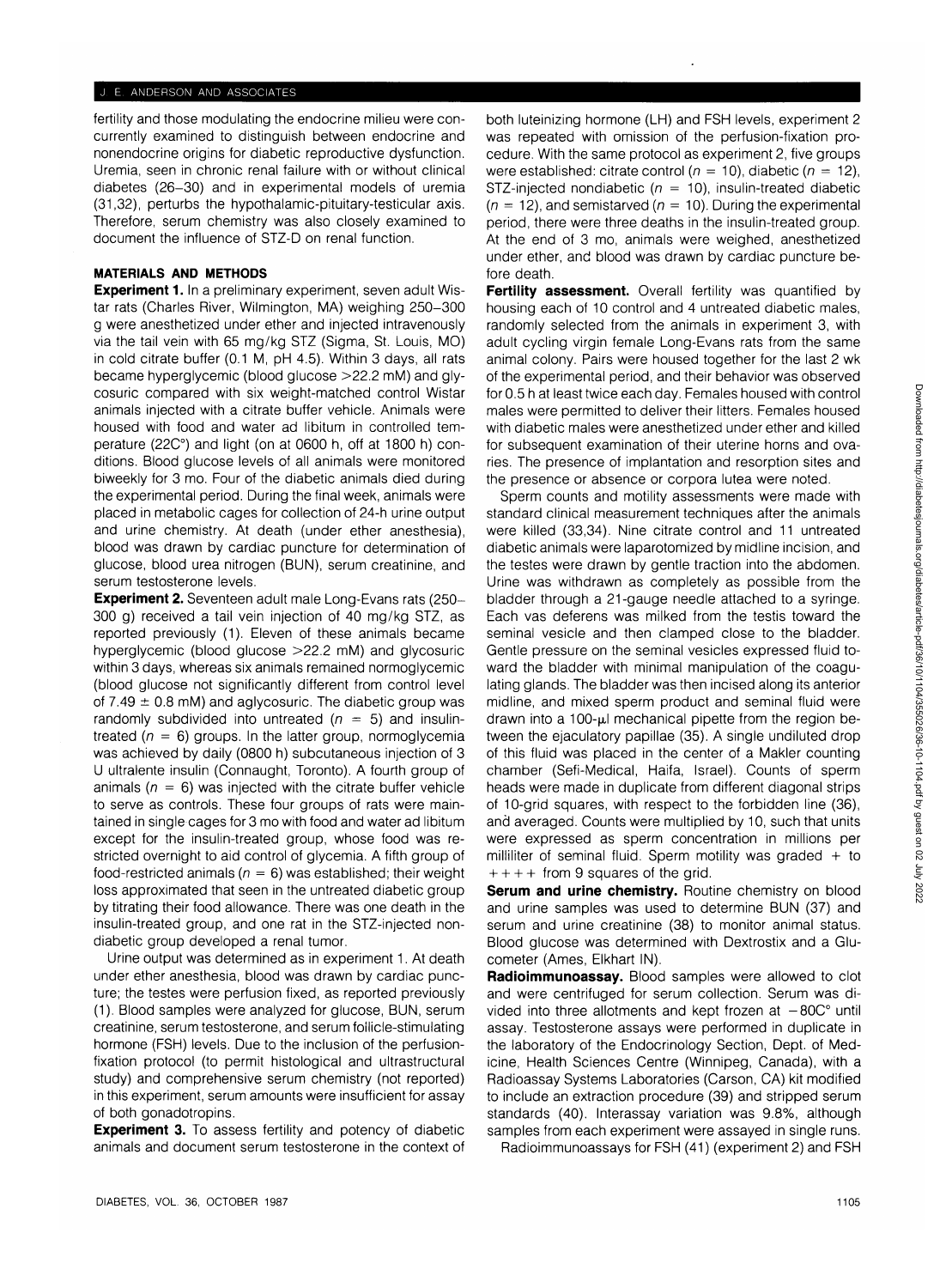fertility and those modulating the endocrine milieu were concurrently examined to distinguish between endocrine and nonendocrine origins for diabetic reproductive dysfunction. Uremia, seen in chronic renal failure with or without clinical diabetes (26–30) and in experimental models of uremia (31,32), perturbs the hypothalamic-pituitary-testicular axis. Therefore, serum chemistry was also closely examined to document the influence of STZ-D on renal function.

## MATERIALS AND METHODS

**Experiment 1.** In a preliminary experiment, seven adult Wistar rats (Charles River, Wilmington, MA) weighing 250–300 g were anesthetized under ether and injected intravenously via the tail vein with 65 mg/kg STZ (Sigma, St. Louis, MO) in cold citrate buffer (0.1 M, pH 4.5). Within 3 days, all rats became hyperglycemic (blood glucose >22.2 mM) and glycosuric compared with six weight-matched control Wistar animals injected with a citrate buffer vehicle. Animals were housed with food and water ad libitum in controlled temperature (22C°) and light (on at 0600 h, off at 1800 h) conditions. Blood glucose levels of all animals were monitored biweekly for 3 mo. Four of the diabetic animals died during the experimental period. During the final week, animals were placed in metabolic cages for collection of 24-h urine output and urine chemistry. At death (under ether anesthesia), blood was drawn by cardiac puncture for determination of glucose, blood urea nitrogen (BUN), serum creatinine, and serum testosterone levels.

**Experiment 2.** Seventeen adult male Long-Evans rats (250–300 g) received a tail vein injection of 40 mg/kg STZ, as reported previously (1). Eleven of these animals became hyperglycemic (blood glucose >22.2 mM) and glycosuric within 3 days, whereas six animals remained normoglycemic (blood glucose not significantly different from control level of 7.49 ± 0.8 mM) and aglycosuric. The diabetic group was randomly subdivided into untreated ($n$ = 5) and insulin-treated ($n$ = 6) groups. In the latter group, normoglycemia was achieved by daily (0800 h) subcutaneous injection of 3 U ultralente insulin (Connaught, Toronto). A fourth group of animals ($n$ = 6) was injected with the citrate buffer vehicle to serve as controls. These four groups of rats were maintained in single cages for 3 mo with food and water ad libitum except for the insulin-treated group, whose food was restricted overnight to aid control of glycemia. A fifth group of food-restricted animals ($n$ = 6) was established; their weight loss approximated that seen in the untreated diabetic group by titrating their food allowance. There was one death in the insulin-treated group, and one rat in the STZ-injected nondiabetic group developed a renal tumor.

Urine output was determined as in experiment 1. At death under ether anesthesia, blood was drawn by cardiac puncture; the testes were perfusion fixed, as reported previously (1). Blood samples were analyzed for glucose, BUN, serum creatinine, serum testosterone, and serum follicle-stimulating hormone (FSH) levels. Due to the inclusion of the perfusion-fixation protocol (to permit histological and ultrastructural study) and comprehensive serum chemistry (not reported) in this experiment, serum amounts were insufficient for assay of both gonadotropins.

**Experiment 3.** To assess fertility and potency of diabetic animals and document serum testosterone in the context of both luteinizing hormone (LH) and FSH levels, experiment 2 was repeated with omission of the perfusion-fixation procedure. With the same protocol as experiment 2, five groups were established: citrate control ($n$ = 10), diabetic ($n$ = 12), STZ-injected nondiabetic ($n$ = 10), insulin-treated diabetic ($n$ = 12), and semistarved ($n$ = 10). During the experimental period, there were three deaths in the insulin-treated group. At the end of 3 mo, animals were weighed, anesthetized under ether, and blood was drawn by cardiac puncture before death.

**Fertility assessment.** Overall fertility was quantified by housing each of 10 control and 4 untreated diabetic males, randomly selected from the animals in experiment 3, with adult cycling virgin female Long-Evans rats from the same animal colony. Pairs were housed together for the last 2 wk of the experimental period, and their behavior was observed for 0.5 h at least twice each day. Females housed with control males were permitted to deliver their litters. Females housed with diabetic males were anesthetized under ether and killed for subsequent examination of their uterine horns and ovaries. The presence of implantation and resorption sites and the presence or absence or corpora lutea were noted.

Sperm counts and motility assessments were made with standard clinical measurement techniques after the animals were killed (33,34). Nine citrate control and 11 untreated diabetic animals were laparotomized by midline incision, and the testes were drawn by gentle traction into the abdomen. Urine was withdrawn as completely as possible from the bladder through a 21-gauge needle attached to a syringe. Each vas deferens was milked from the testis toward the seminal vesicle and then clamped close to the bladder. Gentle pressure on the seminal vesicles expressed fluid toward the bladder with minimal manipulation of the coagulating glands. The bladder was then incised along its anterior midline, and mixed sperm product and seminal fluid were drawn into a 100-μl mechanical pipette from the region between the ejaculatory papillae (35). A single undiluted drop of this fluid was placed in the center of a Makler counting chamber (Sefi-Medical, Haifa, Israel). Counts of sperm heads were made in duplicate from different diagonal strips of 10-grid squares, with respect to the forbidden line (36), and averaged. Counts were multiplied by 10, such that units were expressed as sperm concentration in millions per milliliter of seminal fluid. Sperm motility was graded + to ++++ from 9 squares of the grid.

**Serum and urine chemistry.** Routine chemistry on blood and urine samples was used to determine BUN (37) and serum and urine creatinine (38) to monitor animal status. Blood glucose was determined with Dextrostix and a Glucometer (Ames, Elkhart IN).

**Radioimmunoassay.** Blood samples were allowed to clot and were centrifuged for serum collection. Serum was divided into three allotments and kept frozen at −80C° until assay. Testosterone assays were performed in duplicate in the laboratory of the Endocrinology Section, Dept. of Medicine, Health Sciences Centre (Winnipeg, Canada), with a Radioassay Systems Laboratories (Carson, CA) kit modified to include an extraction procedure (39) and stripped serum standards (40). Interassay variation was 9.8%, although samples from each experiment were assayed in single runs.

Radioimmunoassays for FSH (41) (experiment 2) and FSH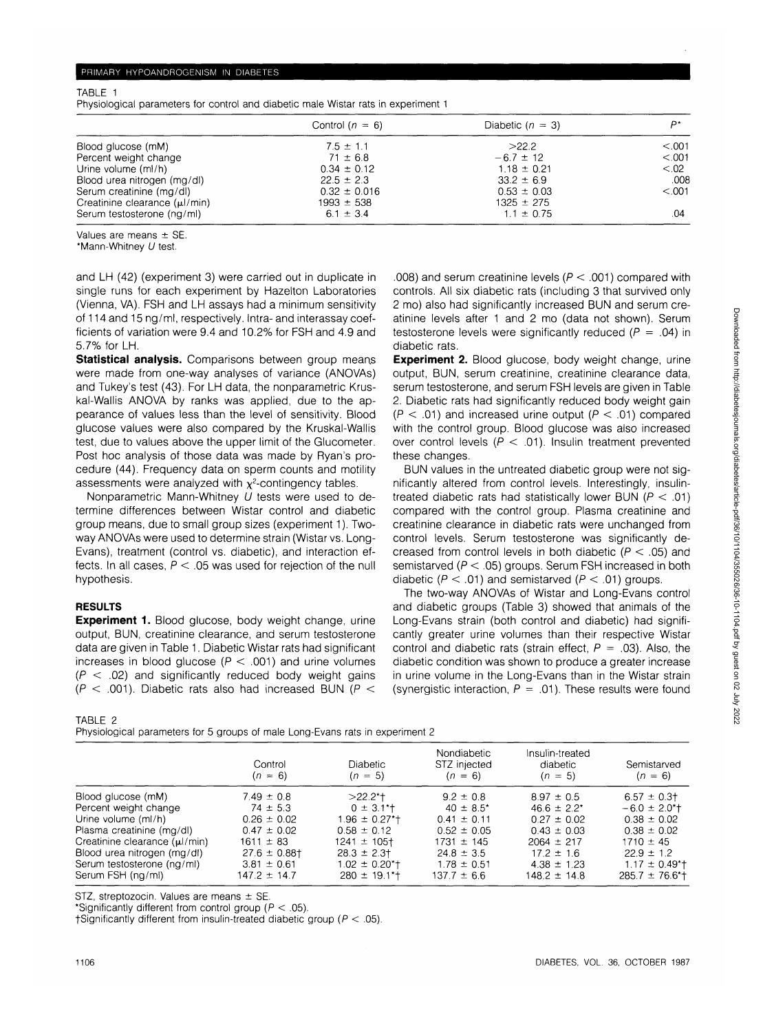TABLE 1

Physiological parameters for control and diabetic male Wistar rats in experiment 1

| | Control ($n$ = 6) | Diabetic ($n$ = 3) | $P$* |
|---|---|---|---|
| Blood glucose (mM) | 7.5 ± 1.1 | >22.2 | <.001 |
| Percent weight change | 71 ± 6.8 | −6.7 ± 12 | <.001 |
| Urine volume (ml/h) | 0.34 ± 0.12 | 1.18 ± 0.21 | <.02 |
| Blood urea nitrogen (mg/dl) | 22.5 ± 2.3 | 33.2 ± 6.9 | .008 |
| Serum creatinine (mg/dl) | 0.32 ± 0.016 | 0.53 ± 0.03 | <.001 |
| Creatinine clearance (μl/min) | 1993 ± 538 | 1325 ± 275 | |
| Serum testosterone (ng/ml) | 6.1 ± 3.4 | 1.1 ± 0.75 | .04 |

Values are means ± SE.
*Mann-Whitney $U$ test.

and LH (42) (experiment 3) were carried out in duplicate in single runs for each experiment by Hazelton Laboratories (Vienna, VA). FSH and LH assays had a minimum sensitivity of 114 and 15 ng/ml, respectively. Intra- and interassay coefficients of variation were 9.4 and 10.2% for FSH and 4.9 and 5.7% for LH.

**Statistical analysis.** Comparisons between group means were made from one-way analyses of variance (ANOVAs) and Tukey's test (43). For LH data, the nonparametric Kruskal-Wallis ANOVA by ranks was applied, due to the appearance of values less than the level of sensitivity. Blood glucose values were also compared by the Kruskal-Wallis test, due to values above the upper limit of the Glucometer. Post hoc analysis of those data was made by Ryan's procedure (44). Frequency data on sperm counts and motility assessments were analyzed with $\chi^2$-contingency tables.

Nonparametric Mann-Whitney $U$ tests were used to determine differences between Wistar control and diabetic group means, due to small group sizes (experiment 1). Two-way ANOVAs were used to determine strain (Wistar vs. Long-Evans), treatment (control vs. diabetic), and interaction effects. In all cases, $P < .05$ was used for rejection of the null hypothesis.

## RESULTS

**Experiment 1.** Blood glucose, body weight change, urine output, BUN, creatinine clearance, and serum testosterone data are given in Table 1. Diabetic Wistar rats had significant increases in blood glucose ($P < .001$) and urine volumes ($P < .02$) and significantly reduced body weight gains ($P < .001$). Diabetic rats also had increased BUN ($P < .008$) and serum creatinine levels ($P < .001$) compared with controls. All six diabetic rats (including 3 that survived only 2 mo) also had significantly increased BUN and serum creatinine levels after 1 and 2 mo (data not shown). Serum testosterone levels were significantly reduced ($P = .04$) in diabetic rats.

**Experiment 2.** Blood glucose, body weight change, urine output, BUN, serum creatinine, creatinine clearance data, serum testosterone, and serum FSH levels are given in Table 2. Diabetic rats had significantly reduced body weight gain ($P < .01$) and increased urine output ($P < .01$) compared with the control group. Blood glucose was also increased over control levels ($P < .01$). Insulin treatment prevented these changes.

BUN values in the untreated diabetic group were not significantly altered from control levels. Interestingly, insulin-treated diabetic rats had statistically lower BUN ($P < .01$) compared with the control group. Plasma creatinine and creatinine clearance in diabetic rats were unchanged from control levels. Serum testosterone was significantly decreased from control levels in both diabetic ($P < .05$) and semistarved ($P < .05$) groups. Serum FSH increased in both diabetic ($P < .01$) and semistarved ($P < .01$) groups.

The two-way ANOVAs of Wistar and Long-Evans control and diabetic groups (Table 3) showed that animals of the Long-Evans strain (both control and diabetic) had significantly greater urine volumes than their respective Wistar control and diabetic rats (strain effect, $P = .03$). Also, the diabetic condition was shown to produce a greater increase in urine volume in the Long-Evans than in the Wistar strain (synergistic interaction, $P = .01$). These results were found

TABLE 2

Physiological parameters for 5 groups of male Long-Evans rats in experiment 2

| | Control ($n$ = 6) | Diabetic ($n$ = 5) | Nondiabetic STZ injected ($n$ = 6) | Insulin-treated diabetic ($n$ = 5) | Semistarved ($n$ = 6) |
|---|---|---|---|---|---|
| Blood glucose (mM) | 7.49 ± 0.8 | >22.2*† | 9.2 ± 0.8 | 8.97 ± 0.5 | 6.57 ± 0.3† |
| Percent weight change | 74 ± 5.3 | 0 ± 3.1*† | 40 ± 8.5* | 46.6 ± 2.2* | −6.0 ± 2.0*† |
| Urine volume (ml/h) | 0.26 ± 0.02 | 1.96 ± 0.27*† | 0.41 ± 0.11 | 0.27 ± 0.02 | 0.38 ± 0.02 |
| Plasma creatinine (mg/dl) | 0.47 ± 0.02 | 0.58 ± 0.12 | 0.52 ± 0.05 | 0.43 ± 0.03 | 0.38 ± 0.02 |
| Creatinine clearance (μl/min) | 1611 ± 83 | 1241 ± 105† | 1731 ± 145 | 2064 ± 217 | 1710 ± 45 |
| Blood urea nitrogen (mg/dl) | 27.6 ± 0.88† | 28.3 ± 2.3† | 24.8 ± 3.5 | 17.2 ± 1.6 | 22.9 ± 1.2 |
| Serum testosterone (ng/ml) | 3.81 ± 0.61 | 1.02 ± 0.20*† | 1.78 ± 0.51 | 4.38 ± 1.23 | 1.17 ± 0.49*† |
| Serum FSH (ng/ml) | 147.2 ± 14.7 | 280 ± 19.1*† | 137.7 ± 6.6 | 148.2 ± 14.8 | 285.7 ± 76.6*† |

STZ, streptozocin. Values are means ± SE.
*Significantly different from control group ($P < .05$).
†Significantly different from insulin-treated diabetic group ($P < .05$).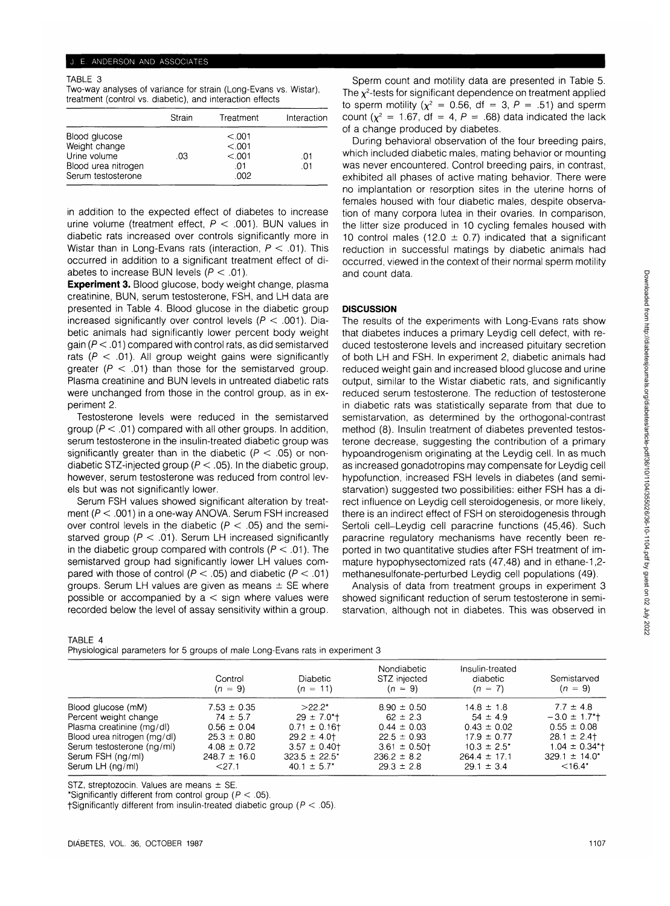TABLE 3

Two-way analyses of variance for strain (Long-Evans vs. Wistar), treatment (control vs. diabetic), and interaction effects

| | Strain | Treatment | Interaction |
|---|---|---|---|
| Blood glucose | | <.001 | |
| Weight change | | <.001 | |
| Urine volume | .03 | <.001 | .01 |
| Blood urea nitrogen | | .01 | .01 |
| Serum testosterone | | .002 | |

in addition to the expected effect of diabetes to increase urine volume (treatment effect, $P < .001$). BUN values in diabetic rats increased over controls significantly more in Wistar than in Long-Evans rats (interaction, $P < .01$). This occurred in addition to a significant treatment effect of diabetes to increase BUN levels ($P < .01$).

**Experiment 3.** Blood glucose, body weight change, plasma creatinine, BUN, serum testosterone, FSH, and LH data are presented in Table 4. Blood glucose in the diabetic group increased significantly over control levels ($P < .001$). Diabetic animals had significantly lower percent body weight gain ($P < .01$) compared with control rats, as did semistarved rats ($P < .01$). All group weight gains were significantly greater ($P < .01$) than those for the semistarved group. Plasma creatinine and BUN levels in untreated diabetic rats were unchanged from those in the control group, as in experiment 2.

Testosterone levels were reduced in the semistarved group ($P < .01$) compared with all other groups. In addition, serum testosterone in the insulin-treated diabetic group was significantly greater than in the diabetic ($P < .05$) or nondiabetic STZ-injected group ($P < .05$). In the diabetic group, however, serum testosterone was reduced from control levels but was not significantly lower.

Serum FSH values showed significant alteration by treatment ($P < .001$) in a one-way ANOVA. Serum FSH increased over control levels in the diabetic ($P < .05$) and the semistarved group ($P < .01$). Serum LH increased significantly in the diabetic group compared with controls ($P < .01$). The semistarved group had significantly lower LH values compared with those of control ($P < .05$) and diabetic ($P < .01$) groups. Serum LH values are given as means ± SE where possible or accompanied by a < sign where values were recorded below the level of assay sensitivity within a group.

Sperm count and motility data are presented in Table 5. The $\chi^2$-tests for significant dependence on treatment applied to sperm motility ($\chi^2 = 0.56$, df = 3, $P = .51$) and sperm count ($\chi^2 = 1.67$, df = 4, $P = .68$) data indicated the lack of a change produced by diabetes.

During behavioral observation of the four breeding pairs, which included diabetic males, mating behavior or mounting was never encountered. Control breeding pairs, in contrast, exhibited all phases of active mating behavior. There were no implantation or resorption sites in the uterine horns of females housed with four diabetic males, despite observation of many corpora lutea in their ovaries. In comparison, the litter size produced in 10 cycling females housed with 10 control males (12.0 ± 0.7) indicated that a significant reduction in successful matings by diabetic animals had occurred, viewed in the context of their normal sperm motility and count data.

## DISCUSSION

The results of the experiments with Long-Evans rats show that diabetes induces a primary Leydig cell defect, with reduced testosterone levels and increased pituitary secretion of both LH and FSH. In experiment 2, diabetic animals had reduced weight gain and increased blood glucose and urine output, similar to the Wistar diabetic rats, and significantly reduced serum testosterone. The reduction of testosterone in diabetic rats was statistically separate from that due to semistarvation, as determined by the orthogonal-contrast method (8). Insulin treatment of diabetes prevented testosterone decrease, suggesting the contribution of a primary hypoandrogenism originating at the Leydig cell. In as much as increased gonadotropins may compensate for Leydig cell hypofunction, increased FSH levels in diabetes (and semistarvation) suggested two possibilities: either FSH has a direct influence on Leydig cell steroidogenesis, or more likely, there is an indirect effect of FSH on steroidogenesis through Sertoli cell–Leydig cell paracrine functions (45,46). Such paracrine regulatory mechanisms have recently been reported in two quantitative studies after FSH treatment of immature hypophysectomized rats (47,48) and in ethane-1,2-methanesulfonate-perturbed Leydig cell populations (49).

Analysis of data from treatment groups in experiment 3 showed significant reduction of serum testosterone in semistarvation, although not in diabetes. This was observed in

TABLE 4

Physiological parameters for 5 groups of male Long-Evans rats in experiment 3

| | Control ($n = 9$) | Diabetic ($n = 11$) | Nondiabetic STZ injected ($n = 9$) | Insulin-treated diabetic ($n = 7$) | Semistarved ($n = 9$) |
|---|---|---|---|---|---|
| Blood glucose (mM) | 7.53 ± 0.35 | >22.2* | 8.90 ± 0.50 | 14.8 ± 1.8 | 7.7 ± 4.8 |
| Percent weight change | 74 ± 5.7 | 29 ± 7.0*† | 62 ± 2.3 | 54 ± 4.9 | −3.0 ± 1.7*† |
| Plasma creatinine (mg/dl) | 0.56 ± 0.04 | 0.71 ± 0.16† | 0.44 ± 0.03 | 0.43 ± 0.02 | 0.55 ± 0.08 |
| Blood urea nitrogen (mg/dl) | 25.3 ± 0.80 | 29.2 ± 4.0† | 22.5 ± 0.93 | 17.9 ± 0.77 | 28.1 ± 2.4† |
| Serum testosterone (ng/ml) | 4.08 ± 0.72 | 3.57 ± 0.40† | 3.61 ± 0.50† | 10.3 ± 2.5* | 1.04 ± 0.34*† |
| Serum FSH (ng/ml) | 248.7 ± 16.0 | 323.5 ± 22.5* | 236.2 ± 8.2 | 264.4 ± 17.1 | 329.1 ± 14.0* |
| Serum LH (ng/ml) | <27.1 | 40.1 ± 5.7* | 29.3 ± 2.8 | 29.1 ± 3.4 | <16.4* |

STZ, streptozocin. Values are means ± SE.

*Significantly different from control group ($P < .05$).

†Significantly different from insulin-treated diabetic group ($P < .05$).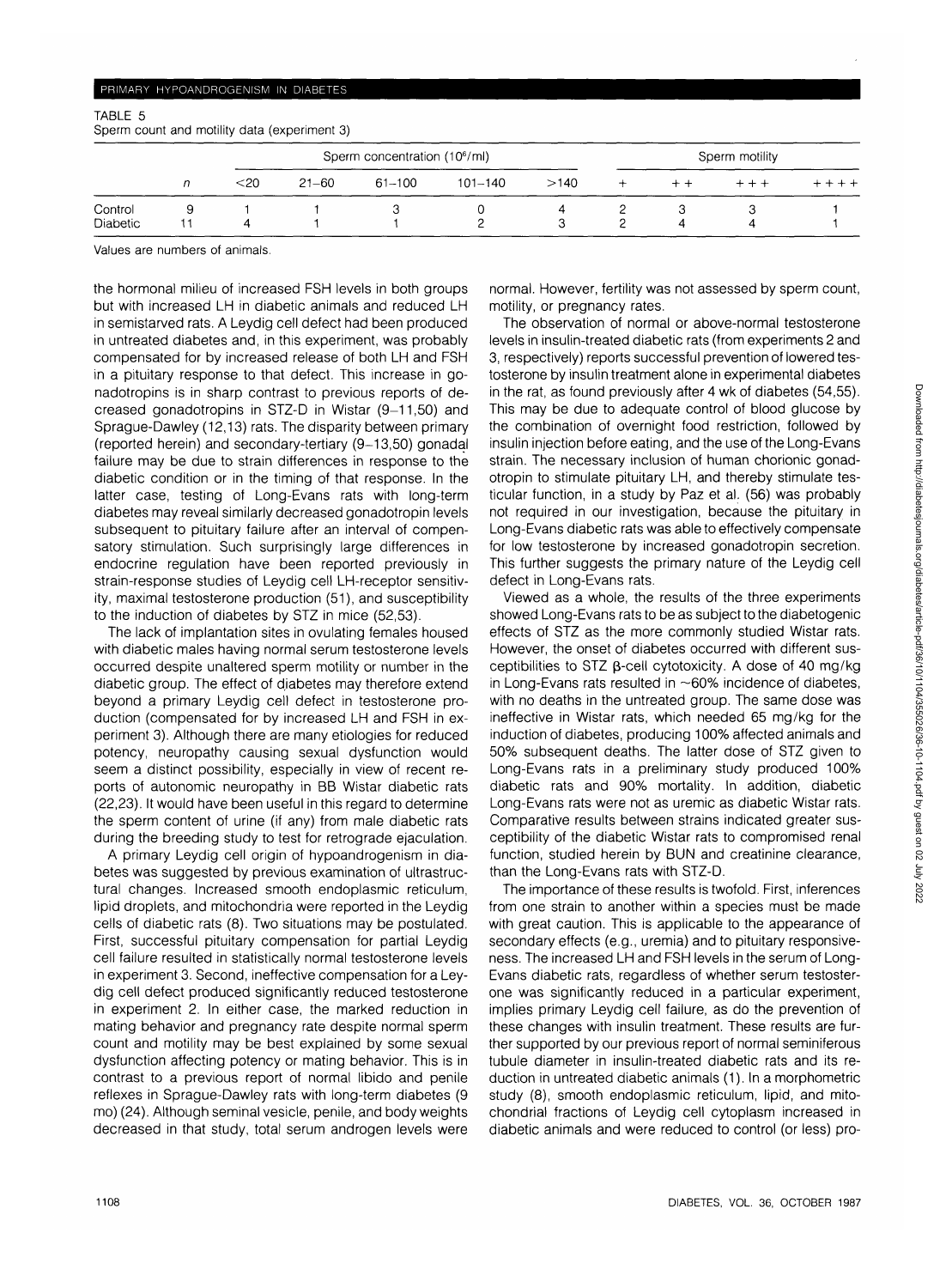TABLE 5
Sperm count and motility data (experiment 3)

| | n | Sperm concentration ($10^6$/ml) | | | | | Sperm motility | | | |
|---|---|---|---|---|---|---|---|---|---|---|
| | | <20 | 21–60 | 61–100 | 101–140 | >140 | + | ++ | +++ | ++++ |
| Control | 9 | 1 | 1 | 3 | 0 | 4 | 2 | 3 | 3 | 1 |
| Diabetic | 11 | 4 | 1 | 1 | 2 | 3 | 2 | 4 | 4 | 1 |

Values are numbers of animals.

the hormonal milieu of increased FSH levels in both groups but with increased LH in diabetic animals and reduced LH in semistarved rats. A Leydig cell defect had been produced in untreated diabetes and, in this experiment, was probably compensated for by increased release of both LH and FSH in a pituitary response to that defect. This increase in gonadotropins is in sharp contrast to previous reports of decreased gonadotropins in STZ-D in Wistar (9–11,50) and Sprague-Dawley (12,13) rats. The disparity between primary (reported herein) and secondary-tertiary (9–13,50) gonadal failure may be due to strain differences in response to the diabetic condition or in the timing of that response. In the latter case, testing of Long-Evans rats with long-term diabetes may reveal similarly decreased gonadotropin levels subsequent to pituitary failure after an interval of compensatory stimulation. Such surprisingly large differences in endocrine regulation have been reported previously in strain-response studies of Leydig cell LH-receptor sensitivity, maximal testosterone production (51), and susceptibility to the induction of diabetes by STZ in mice (52,53).

The lack of implantation sites in ovulating females housed with diabetic males having normal serum testosterone levels occurred despite unaltered sperm motility or number in the diabetic group. The effect of diabetes may therefore extend beyond a primary Leydig cell defect in testosterone production (compensated for by increased LH and FSH in experiment 3). Although there are many etiologies for reduced potency, neuropathy causing sexual dysfunction would seem a distinct possibility, especially in view of recent reports of autonomic neuropathy in BB Wistar diabetic rats (22,23). It would have been useful in this regard to determine the sperm content of urine (if any) from male diabetic rats during the breeding study to test for retrograde ejaculation.

A primary Leydig cell origin of hypoandrogenism in diabetes was suggested by previous examination of ultrastructural changes. Increased smooth endoplasmic reticulum, lipid droplets, and mitochondria were reported in the Leydig cells of diabetic rats (8). Two situations may be postulated. First, successful pituitary compensation for partial Leydig cell failure resulted in statistically normal testosterone levels in experiment 3. Second, ineffective compensation for a Leydig cell defect produced significantly reduced testosterone in experiment 2. In either case, the marked reduction in mating behavior and pregnancy rate despite normal sperm count and motility may be best explained by some sexual dysfunction affecting potency or mating behavior. This is in contrast to a previous report of normal libido and penile reflexes in Sprague-Dawley rats with long-term diabetes (9 mo) (24). Although seminal vesicle, penile, and body weights decreased in that study, total serum androgen levels were normal. However, fertility was not assessed by sperm count, motility, or pregnancy rates.

The observation of normal or above-normal testosterone levels in insulin-treated diabetic rats (from experiments 2 and 3, respectively) reports successful prevention of lowered testosterone by insulin treatment alone in experimental diabetes in the rat, as found previously after 4 wk of diabetes (54,55). This may be due to adequate control of blood glucose by the combination of overnight food restriction, followed by insulin injection before eating, and the use of the Long-Evans strain. The necessary inclusion of human chorionic gonadotropin to stimulate pituitary LH, and thereby stimulate testicular function, in a study by Paz et al. (56) was probably not required in our investigation, because the pituitary in Long-Evans diabetic rats was able to effectively compensate for low testosterone by increased gonadotropin secretion. This further suggests the primary nature of the Leydig cell defect in Long-Evans rats.

Viewed as a whole, the results of the three experiments showed Long-Evans rats to be as subject to the diabetogenic effects of STZ as the more commonly studied Wistar rats. However, the onset of diabetes occurred with different susceptibilities to STZ β-cell cytotoxicity. A dose of 40 mg/kg in Long-Evans rats resulted in ~60% incidence of diabetes, with no deaths in the untreated group. The same dose was ineffective in Wistar rats, which needed 65 mg/kg for the induction of diabetes, producing 100% affected animals and 50% subsequent deaths. The latter dose of STZ given to Long-Evans rats in a preliminary study produced 100% diabetic rats and 90% mortality. In addition, diabetic Long-Evans rats were not as uremic as diabetic Wistar rats. Comparative results between strains indicated greater susceptibility of the diabetic Wistar rats to compromised renal function, studied herein by BUN and creatinine clearance, than the Long-Evans rats with STZ-D.

The importance of these results is twofold. First, inferences from one strain to another within a species must be made with great caution. This is applicable to the appearance of secondary effects (e.g., uremia) and to pituitary responsiveness. The increased LH and FSH levels in the serum of Long-Evans diabetic rats, regardless of whether serum testosterone was significantly reduced in a particular experiment, implies primary Leydig cell failure, as do the prevention of these changes with insulin treatment. These results are further supported by our previous report of normal seminiferous tubule diameter in insulin-treated diabetic rats and its reduction in untreated diabetic animals (1). In a morphometric study (8), smooth endoplasmic reticulum, lipid, and mitochondrial fractions of Leydig cell cytoplasm increased in diabetic animals and were reduced to control (or less) pro-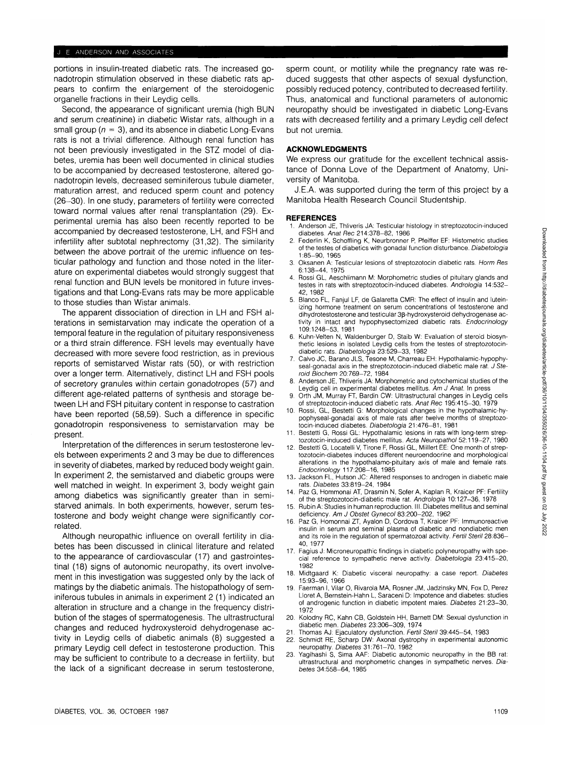portions in insulin-treated diabetic rats. The increased gonadotropin stimulation observed in these diabetic rats appears to confirm the enlargement of the steroidogenic organelle fractions in their Leydig cells.

Second, the appearance of significant uremia (high BUN and serum creatinine) in diabetic Wistar rats, although in a small group ($n = 3$), and its absence in diabetic Long-Evans rats is not a trivial difference. Although renal function has not been previously investigated in the STZ model of diabetes, uremia has been well documented in clinical studies to be accompanied by decreased testosterone, altered gonadotropin levels, decreased seminiferous tubule diameter, maturation arrest, and reduced sperm count and potency (26–30). In one study, parameters of fertility were corrected toward normal values after renal transplantation (29). Experimental uremia has also been recently reported to be accompanied by decreased testosterone, LH, and FSH and infertility after subtotal nephrectomy (31,32). The similarity between the above portrait of the uremic influence on testicular pathology and function and those noted in the literature on experimental diabetes would strongly suggest that renal function and BUN levels be monitored in future investigations and that Long-Evans rats may be more applicable to those studies than Wistar animals.

The apparent dissociation of direction in LH and FSH alterations in semistarvation may indicate the operation of a temporal feature in the regulation of pituitary responsiveness or a third strain difference. FSH levels may eventually have decreased with more severe food restriction, as in previous reports of semistarved Wistar rats (50), or with restriction over a longer term. Alternatively, distinct LH and FSH pools of secretory granules within certain gonadotropes (57) and different age-related patterns of synthesis and storage between LH and FSH pituitary content in response to castration have been reported (58,59). Such a difference in specific gonadotropin responsiveness to semistarvation may be present.

Interpretation of the differences in serum testosterone levels between experiments 2 and 3 may be due to differences in severity of diabetes, marked by reduced body weight gain. In experiment 2, the semistarved and diabetic groups were well matched in weight. In experiment 3, body weight gain among diabetics was significantly greater than in semistarved animals. In both experiments, however, serum testosterone and body weight change were significantly correlated.

Although neuropathic influence on overall fertility in diabetes has been discussed in clinical literature and related to the appearance of cardiovascular (17) and gastrointestinal (18) signs of autonomic neuropathy, its overt involvement in this investigation was suggested only by the lack of matings by the diabetic animals. The histopathology of seminiferous tubules in animals in experiment 2 (1) indicated an alteration in structure and a change in the frequency distribution of the stages of spermatogenesis. The ultrastructural changes and reduced hydroxysteroid dehydrogenase activity in Leydig cells of diabetic animals (8) suggested a primary Leydig cell defect in testosterone production. This may be sufficient to contribute to a decrease in fertility, but the lack of a significant decrease in serum testosterone, sperm count, or motility while the pregnancy rate was reduced suggests that other aspects of sexual dysfunction, possibly reduced potency, contributed to decreased fertility. Thus, anatomical and functional parameters of autonomic neuropathy should be investigated in diabetic Long-Evans rats with decreased fertility and a primary Leydig cell defect but not uremia.

## ACKNOWLEDGMENTS

We express our gratitude for the excellent technical assistance of Donna Love of the Department of Anatomy, University of Manitoba.

J.E.A. was supported during the term of this project by a Manitoba Health Research Council Studentship.

## REFERENCES

1. Anderson JE, Thliveris JA: Testicular histology in streptozotocin-induced diabetes. *Anat Rec* 214:378–82, 1986
2. Federlin K, Schoffling K, Neurbronner P, Pfeiffer EF: Histometric studies of the testes of diabetics with gonadal function disturbance. *Diabetologia* 1:85–90, 1965
3. Oksanen A: Testicular lesions of streptozotocin diabetic rats. *Horm Res* 6:138–44, 1975
4. Rossi GL, Aeschiimann M: Morphometric studies of pituitary glands and testes in rats with streptozotocin-induced diabetes. *Andrologia* 14:532–42, 1982
5. Blanco FL, Fanjul LF, de Galaretta CMR: The effect of insulin and luteinizing hormone treatment on serum concentrations of testosterone and dihydrotestosterone and testicular 3β-hydroxysteroid dehydrogenase activity in intact and hypophysectomized diabetic rats. *Endocrinology* 109:1248–53, 1981
6. Kuhn-Velten N, Waldenburger D, Staib W: Evaluation of steroid biosynthetic lesions in isolated Leydig cells from the testes of streptozotocin-diabetic rats. *Diabetologia* 23:529–33, 1982
7. Calvo JC, Barano JLS, Tesone M, Charreau EH: Hypothalamic-hypophyseal-gonadal axis in the streptozotocin-induced diabetic male rat. *J Steroid Biochem* 20:769–72, 1984
8. Anderson JE, Thliveris JA: Morphometric and cytochemical studies of the Leydig cell in experimental diabetes mellitus. *Am J Anat*. In press
9. Orth JM, Murray FT, Bardin CW: Ultrastructural changes in Leydig cells of streptozotocin-induced diabetic rats. *Anat Rec* 195:415–30, 1979
10. Rossi, GL, Bestetti G: Morphological changes in the hypothalamic-hypophyseal-gonadal axis of male rats after twelve months of streptozotocin-induced diabetes. *Diabetologia* 21:476–81, 1981
11. Bestetti G, Rossi GL: Hypothalamic lesions in rats with long-term streptozotocin-induced diabetes mellitus. *Acta Neuropathol* 52:119–27, 1980
12. Bestetti G, Locatelli V, Tirone F, Rossi GL, Miillert EE: One month of streptozotocin-diabetes induces different neuroendocrine and morphological alterations in the hypothalamo-pituitary axis of male and female rats. *Endocrinology* 117:208–16, 1985
13. Jackson FL, Hutson JC: Altered responses to androgen in diabetic male rats. *Diabetes* 33:819–24, 1984
14. Paz G, Hommonai AT, Drasmin N, Sofer A, Kaplan R, Kraicer PF: Fertility of the streptozotocin-diabetic male rat. *Andrologia* 10:127–36, 1978
15. Rubin A: Studies in human reproduction. III. Diabetes mellitus and seminal deficiency. *Am J Obstet Gynecol* 83:200–202, 1962
16. Paz G, Homonnai ZT, Ayalon D, Cordova T, Kraicer PF: Immunoreactive insulin in serum and seminal plasma of diabetic and nondiabetic men and its role in the regulation of spermatozoal activity. *Fertil Steril* 28:836–40, 1977
17. Fagius J: Microneuropathic findings in diabetic polyneuropathy with special reference to sympathetic nerve activity. *Diabetologia* 23:415–20, 1982
18. Midtgaard K: Diabetic visceral neuropathy: a case report. *Diabetes* 15:93–96, 1966
19. Faerman I, Vilar O, Rivarola MA, Rosner JM, Jadzinsky MN, Fox D, Perez Lloret A, Bernstein-Hahn L, Saraceni D: Impotence and diabetes: studies of androgenic function in diabetic impotent males. *Diabetes* 21:23–30, 1972
20. Kolodny RC, Kahn CB, Goldstein HH, Barnett DM: Sexual dysfunction in diabetic men. *Diabetes* 23:306–309, 1974
21. Thomas AJ: Ejaculatory dysfunction. *Fertil Steril* 39:445–54, 1983
22. Schmidt RE, Scharp DW: Axonal dystrophy in experimental autonomic neuropathy. *Diabetes* 31:761–70, 1982
23. Yagihashi S, Sima AAF: Diabetic autonomic neuropathy in the BB rat: ultrastructural and morphometric changes in sympathetic nerves. *Diabetes* 34:558–64, 1985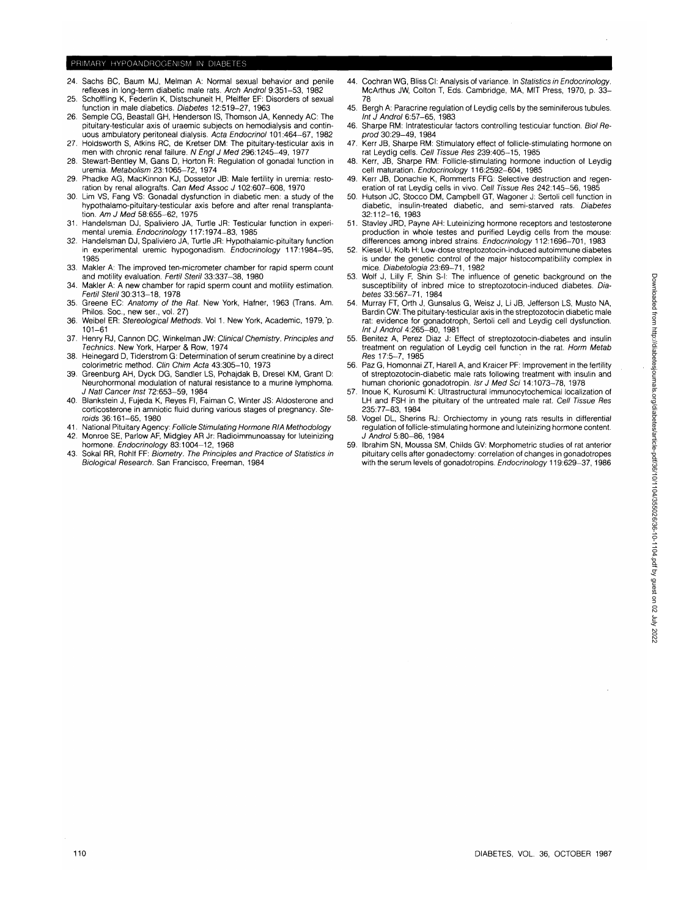24. Sachs BC, Baum MJ, Melman A: Normal sexual behavior and penile reflexes in long-term diabetic male rats. *Arch Androl* 9:351–53, 1982
25. Schoffling K, Federlin K, Distschuneit H, Pfeiffer EF: Disorders of sexual function in male diabetics. *Diabetes* 12:519–27, 1963
26. Semple CG, Beastall GH, Henderson IS, Thomson JA, Kennedy AC: The pituitary-testicular axis of uraemic subjects on hemodialysis and continuous ambulatory peritoneal dialysis. *Acta Endocrinol* 101:464–67, 1982
27. Holdsworth S, Atkins RC, de Kretser DM: The pituitary-testicular axis in men with chronic renal failure. *N Engl J Med* 296:1245–49, 1977
28. Stewart-Bentley M, Gans D, Horton R: Regulation of gonadal function in uremia. *Metabolism* 23:1065–72, 1974
29. Phadke AG, MacKinnon KJ, Dossetor JB: Male fertility in uremia: restoration by renal allografts. *Can Med Assoc J* 102:607–608, 1970
30. Lim VS, Fang VS: Gonadal dysfunction in diabetic men: a study of the hypothalamo-pituitary-testicular axis before and after renal transplantation. *Am J Med* 58:655–62, 1975
31. Handelsman DJ, Spaliviero JA, Turtle JR: Testicular function in experimental uremia. *Endocrinology* 117:1974–83, 1985
32. Handelsman DJ, Spaliviero JA, Turtle JR: Hypothalamic-pituitary function in experimental uremic hypogonadism. *Endocrinology* 117:1984–95, 1985
33. Makler A: The improved ten-micrometer chamber for rapid sperm count and motility evaluation. *Fertil Steril* 33:337–38, 1980
34. Makler A: A new chamber for rapid sperm count and motility estimation. *Fertil Steril* 30:313–18, 1978
35. Greene EC: *Anatomy of the Rat*. New York, Hafner, 1963 (Trans. Am. Philos. Soc., new ser., vol. 27)
36. Weibel ER: *Stereological Methods*. Vol 1. New York, Academic, 1979, p. 101–61
37. Henry RJ, Cannon DC, Winkelman JW: *Clinical Chemistry. Principles and Technics*. New York, Harper & Row, 1974
38. Heinegard D, Tiderstrom G: Determination of serum creatinine by a direct colorimetric method. *Clin Chim Acta* 43:305–10, 1973
39. Greenburg AH, Dyck DG, Sandler LS, Pohajdak B, Dresel KM, Grant D: Neurohormonal modulation of natural resistance to a murine lymphoma. *J Natl Cancer Inst* 72:653–59, 1984
40. Blankstein J, Fujeda K, Reyes FI, Faiman C, Winter JS: Aldosterone and corticosterone in amniotic fluid during various stages of pregnancy. *Steroids* 36:161–65, 1980
41. National Pituitary Agency: *Follicle Stimulating Hormone RIA Methodology*
42. Monroe SE, Parlow AF, Midgley AR Jr: Radioimmunoassay for luteinizing hormone. *Endocrinology* 83:1004–12, 1968
43. Sokal RR, Rohlf FF: *Biometry. The Principles and Practice of Statistics in Biological Research*. San Francisco, Freeman, 1984
44. Cochran WG, Bliss CI: Analysis of variance. In *Statistics in Endocrinology*. McArthus JW, Colton T, Eds. Cambridge, MA, MIT Press, 1970, p. 33–78
45. Bergh A: Paracrine regulation of Leydig cells by the seminiferous tubules. *Int J Androl* 6:57–65, 1983
46. Sharpe RM: Intratesticular factors controlling testicular function. *Biol Reprod* 30:29–49, 1984
47. Kerr JB, Sharpe RM: Stimulatory effect of follicle-stimulating hormone on rat Leydig cells. *Cell Tissue Res* 239:405–15, 1985
48. Kerr, JB, Sharpe RM: Follicle-stimulating hormone induction of Leydig cell maturation. *Endocrinology* 116:2592–604, 1985
49. Kerr JB, Donachie K, Rommerts FFG: Selective destruction and regeneration of rat Leydig cells in vivo. *Cell Tissue Res* 242:145–56, 1985
50. Hutson JC, Stocco DM, Campbell GT, Wagoner J: Sertoli cell function in diabetic, insulin-treated diabetic, and semi-starved rats. *Diabetes* 32:112–16, 1983
51. Stavley JRD, Payne AH: Luteinizing hormone receptors and testosterone production in whole testes and purified Leydig cells from the mouse: differences among inbred strains. *Endocrinology* 112:1696–701, 1983
52. Kiesel U, Kolb H: Low-dose streptozotocin-induced autoimmune diabetes is under the genetic control of the major histocompatibility complex in mice. *Diabetologia* 23:69–71, 1982
53. Wolf J, Lilly F, Shin S-I: The influence of genetic background on the susceptibility of inbred mice to streptozotocin-induced diabetes. *Diabetes* 33:567–71, 1984
54. Murray FT, Orth J, Gunsalus G, Weisz J, Li JB, Jefferson LS, Musto NA, Bardin CW: The pituitary-testicular axis in the streptozotocin diabetic male rat: evidence for gonadotroph, Sertoli cell and Leydig cell dysfunction. *Int J Androl* 4:265–80, 1981
55. Benitez A, Perez Diaz J: Effect of streptozotocin-diabetes and insulin treatment on regulation of Leydig cell function in the rat. *Horm Metab Res* 17:5–7, 1985
56. Paz G, Homonnai ZT, Harell A, and Kraicer PF: Improvement in the fertility of streptozotocin-diabetic male rats following treatment with insulin and human chorionic gonadotropin. *Isr J Med Sci* 14:1073–78, 1978
57. Inoue K, Kurosumi K: Ultrastructural immunocytochemical localization of LH and FSH in the pituitary of the untreated male rat. *Cell Tissue Res* 235:77–83, 1984
58. Vogel DL, Sherins RJ: Orchiectomy in young rats results in differential regulation of follicle-stimulating hormone and luteinizing hormone content. *J Androl* 5:80–86, 1984
59. Ibrahim SN, Moussa SM, Childs GV: Morphometric studies of rat anterior pituitary cells after gonadectomy: correlation of changes in gonadotropes with the serum levels of gonadotropins. *Endocrinology* 119:629–37, 1986